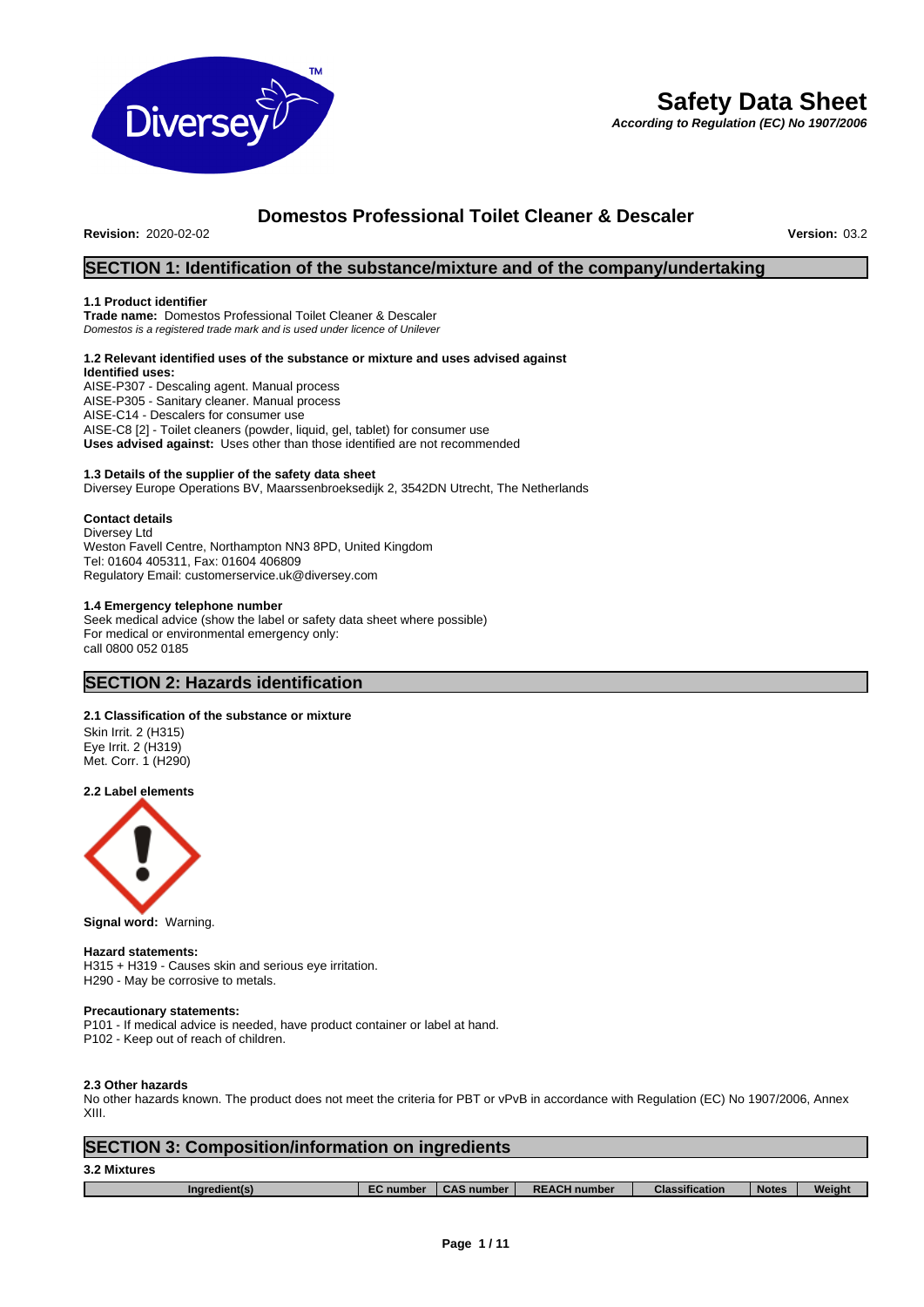# Safety Data Sheet

*According to Regulation (EC) No 1907/2006*

## Domestos Professional Toilet Cleaner & Descaler

**Revision:** 2020-02-02 **Version:** 03.2

## SECTION 1: Identification of the substance/mixture and of the company/undertaking

### 1.1 Product identifier

**Trade name:** Domestos Professional Toilet Cleaner & Descaler
*Domestos is a registered trade mark and is used under licence of Unilever*

### 1.2 Relevant identified uses of the substance or mixture and uses advised against

**Identified uses:**
AISE-P307 - Descaling agent. Manual process
AISE-P305 - Sanitary cleaner. Manual process
AISE-C14 - Descalers for consumer use
AISE-C8 [2] - Toilet cleaners (powder, liquid, gel, tablet) for consumer use
**Uses advised against:** Uses other than those identified are not recommended

### 1.3 Details of the supplier of the safety data sheet

Diversey Europe Operations BV, Maarssenbroeksedijk 2, 3542DN Utrecht, The Netherlands

**Contact details**
Diversey Ltd
Weston Favell Centre, Northampton NN3 8PD, United Kingdom
Tel: 01604 405311, Fax: 01604 406809
Regulatory Email: customerservice.uk@diversey.com

### 1.4 Emergency telephone number

Seek medical advice (show the label or safety data sheet where possible)
For medical or environmental emergency only:
call 0800 052 0185

## SECTION 2: Hazards identification

### 2.1 Classification of the substance or mixture

Skin Irrit. 2 (H315)
Eye Irrit. 2 (H319)
Met. Corr. 1 (H290)

### 2.2 Label elements

**Signal word:** Warning.

**Hazard statements:**
H315 + H319 - Causes skin and serious eye irritation.
H290 - May be corrosive to metals.

**Precautionary statements:**
P101 - If medical advice is needed, have product container or label at hand.
P102 - Keep out of reach of children.

### 2.3 Other hazards

No other hazards known. The product does not meet the criteria for PBT or vPvB in accordance with Regulation (EC) No 1907/2006, Annex XIII.

## SECTION 3: Composition/information on ingredients

### 3.2 Mixtures

| Ingredient(s) | EC number | CAS number | REACH number | Classification | Notes | Weight |
|---|---|---|---|---|---|---|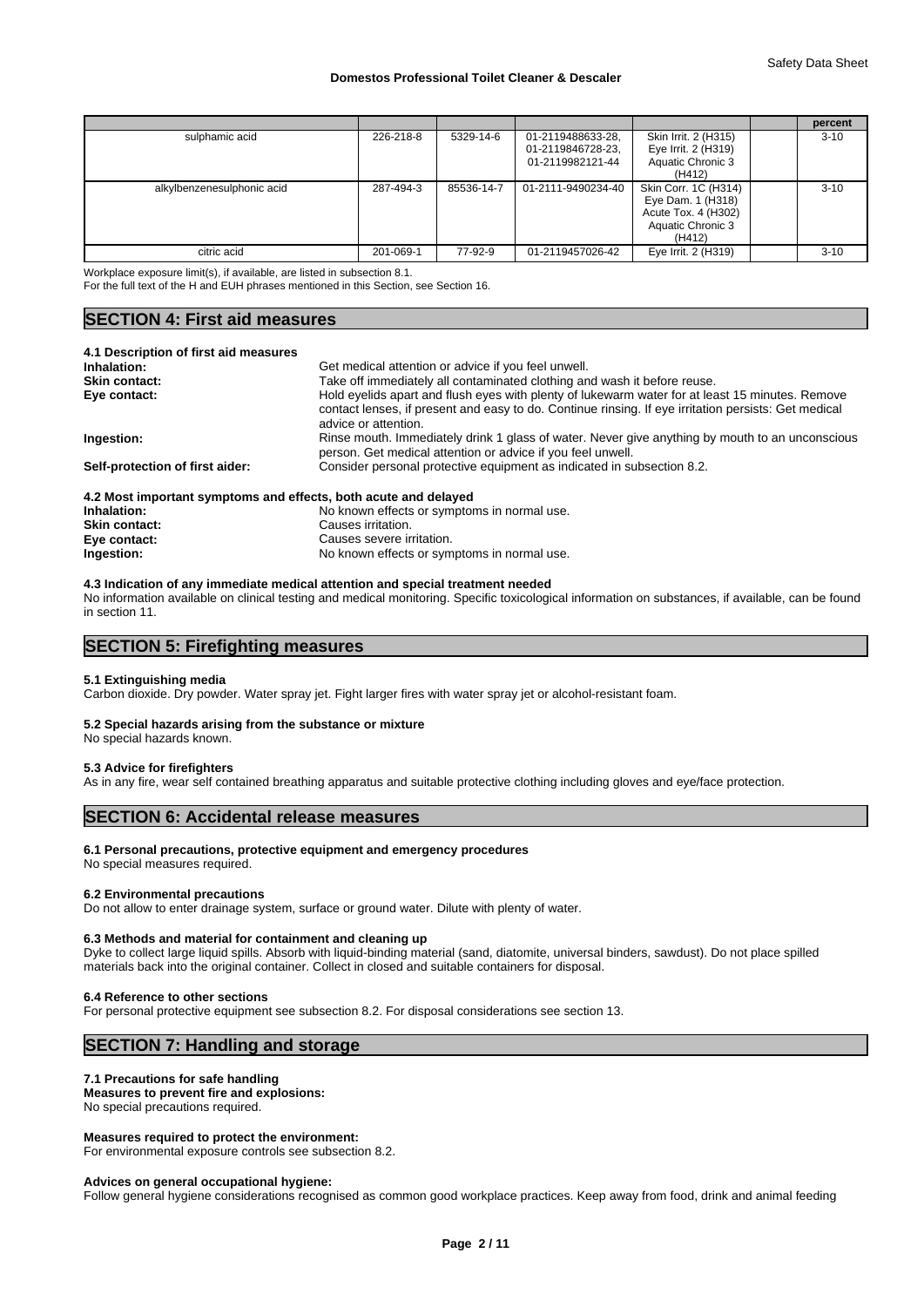| | | | | | | percent |
|---|---|---|---|---|---|---|
| sulphamic acid | 226-218-8 | 5329-14-6 | 01-2119488633-28, 01-2119846728-23, 01-2119982121-44 | Skin Irrit. 2 (H315) Eye Irrit. 2 (H319) Aquatic Chronic 3 (H412) | | 3-10 |
| alkylbenzenesulphonic acid | 287-494-3 | 85536-14-7 | 01-2111-9490234-40 | Skin Corr. 1C (H314) Eye Dam. 1 (H318) Acute Tox. 4 (H302) Aquatic Chronic 3 (H412) | | 3-10 |
| citric acid | 201-069-1 | 77-92-9 | 01-2119457026-42 | Eye Irrit. 2 (H319) | | 3-10 |

Workplace exposure limit(s), if available, are listed in subsection 8.1.
For the full text of the H and EUH phrases mentioned in this Section, see Section 16.

## SECTION 4: First aid measures

### 4.1 Description of first aid measures

**Inhalation:** Get medical attention or advice if you feel unwell.

**Skin contact:** Take off immediately all contaminated clothing and wash it before reuse.

**Eye contact:** Hold eyelids apart and flush eyes with plenty of lukewarm water for at least 15 minutes. Remove contact lenses, if present and easy to do. Continue rinsing. If eye irritation persists: Get medical advice or attention.

**Ingestion:** Rinse mouth. Immediately drink 1 glass of water. Never give anything by mouth to an unconscious person. Get medical attention or advice if you feel unwell.

**Self-protection of first aider:** Consider personal protective equipment as indicated in subsection 8.2.

### 4.2 Most important symptoms and effects, both acute and delayed

**Inhalation:** No known effects or symptoms in normal use.

**Skin contact:** Causes irritation.

**Eye contact:** Causes severe irritation.

**Ingestion:** No known effects or symptoms in normal use.

### 4.3 Indication of any immediate medical attention and special treatment needed

No information available on clinical testing and medical monitoring. Specific toxicological information on substances, if available, can be found in section 11.

## SECTION 5: Firefighting measures

### 5.1 Extinguishing media

Carbon dioxide. Dry powder. Water spray jet. Fight larger fires with water spray jet or alcohol-resistant foam.

### 5.2 Special hazards arising from the substance or mixture

No special hazards known.

### 5.3 Advice for firefighters

As in any fire, wear self contained breathing apparatus and suitable protective clothing including gloves and eye/face protection.

## SECTION 6: Accidental release measures

### 6.1 Personal precautions, protective equipment and emergency procedures

No special measures required.

### 6.2 Environmental precautions

Do not allow to enter drainage system, surface or ground water. Dilute with plenty of water.

### 6.3 Methods and material for containment and cleaning up

Dyke to collect large liquid spills. Absorb with liquid-binding material (sand, diatomite, universal binders, sawdust). Do not place spilled materials back into the original container. Collect in closed and suitable containers for disposal.

### 6.4 Reference to other sections

For personal protective equipment see subsection 8.2. For disposal considerations see section 13.

## SECTION 7: Handling and storage

### 7.1 Precautions for safe handling

**Measures to prevent fire and explosions:**
No special precautions required.

**Measures required to protect the environment:**
For environmental exposure controls see subsection 8.2.

**Advices on general occupational hygiene:**
Follow general hygiene considerations recognised as common good workplace practices. Keep away from food, drink and animal feeding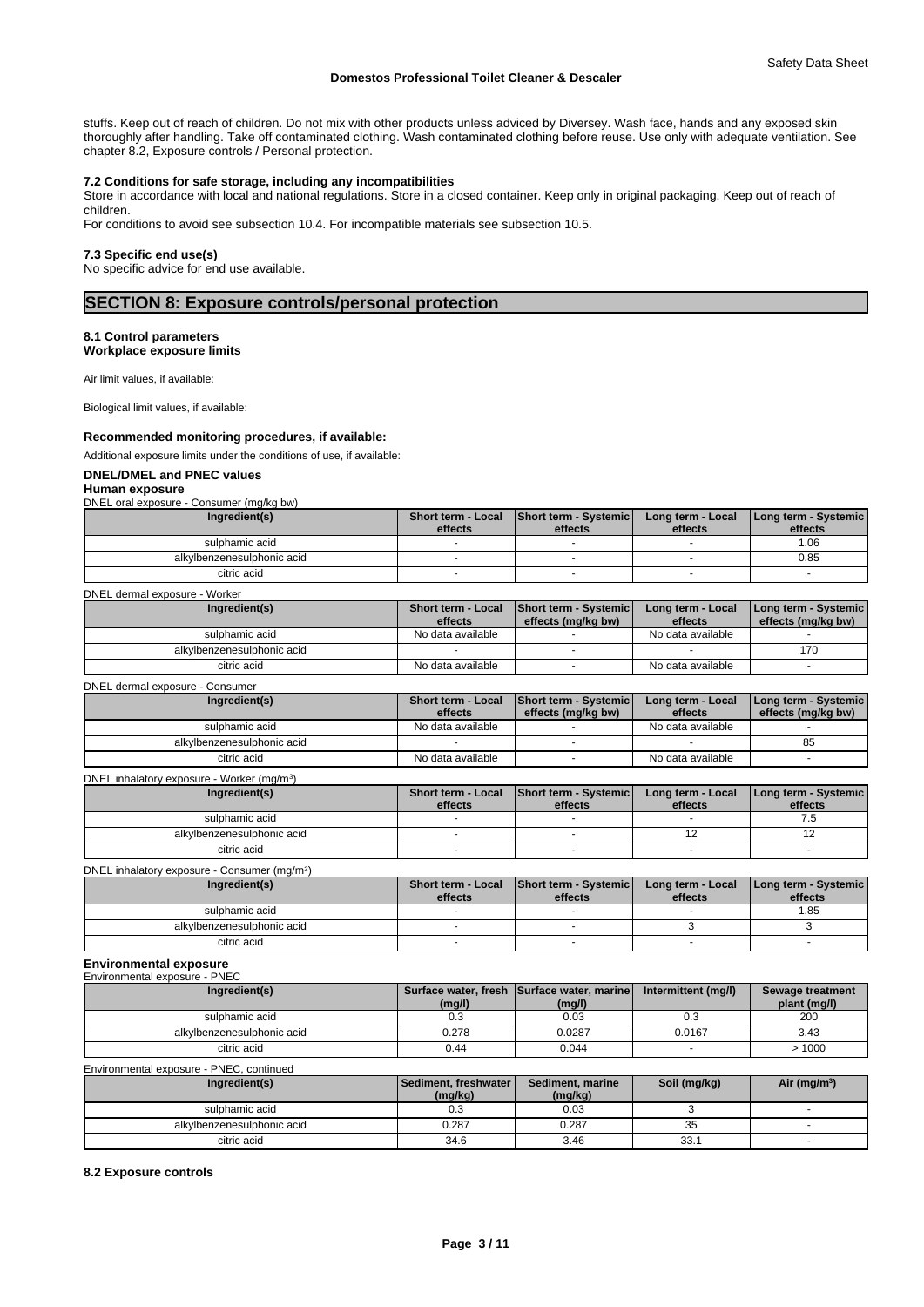stuffs. Keep out of reach of children. Do not mix with other products unless adviced by Diversey. Wash face, hands and any exposed skin thoroughly after handling. Take off contaminated clothing. Wash contaminated clothing before reuse. Use only with adequate ventilation. See chapter 8.2, Exposure controls / Personal protection.

**7.2 Conditions for safe storage, including any incompatibilities**

Store in accordance with local and national regulations. Store in a closed container. Keep only in original packaging. Keep out of reach of children.

For conditions to avoid see subsection 10.4. For incompatible materials see subsection 10.5.

**7.3 Specific end use(s)**

No specific advice for end use available.

## SECTION 8: Exposure controls/personal protection

**8.1 Control parameters**
**Workplace exposure limits**

Air limit values, if available:

Biological limit values, if available:

**Recommended monitoring procedures, if available:**

Additional exposure limits under the conditions of use, if available:

**DNEL/DMEL and PNEC values**
**Human exposure**

DNEL oral exposure - Consumer (mg/kg bw)

| Ingredient(s) | Short term - Local effects | Short term - Systemic effects | Long term - Local effects | Long term - Systemic effects |
|---|---|---|---|---|
| sulphamic acid | - | - | - | 1.06 |
| alkylbenzenesulphonic acid | - | - | - | 0.85 |
| citric acid | - | - | - | - |

DNEL dermal exposure - Worker

| Ingredient(s) | Short term - Local effects | Short term - Systemic effects (mg/kg bw) | Long term - Local effects | Long term - Systemic effects (mg/kg bw) |
|---|---|---|---|---|
| sulphamic acid | No data available | - | No data available | - |
| alkylbenzenesulphonic acid | - | - | - | 170 |
| citric acid | No data available | - | No data available | - |

DNEL dermal exposure - Consumer

| Ingredient(s) | Short term - Local effects | Short term - Systemic effects (mg/kg bw) | Long term - Local effects | Long term - Systemic effects (mg/kg bw) |
|---|---|---|---|---|
| sulphamic acid | No data available | - | No data available | - |
| alkylbenzenesulphonic acid | - | - | - | 85 |
| citric acid | No data available | - | No data available | - |

DNEL inhalatory exposure - Worker (mg/m³)

| Ingredient(s) | Short term - Local effects | Short term - Systemic effects | Long term - Local effects | Long term - Systemic effects |
|---|---|---|---|---|
| sulphamic acid | - | - | - | 7.5 |
| alkylbenzenesulphonic acid | - | - | 12 | 12 |
| citric acid | - | - | - | - |

DNEL inhalatory exposure - Consumer (mg/m³)

| Ingredient(s) | Short term - Local effects | Short term - Systemic effects | Long term - Local effects | Long term - Systemic effects |
|---|---|---|---|---|
| sulphamic acid | - | - | - | 1.85 |
| alkylbenzenesulphonic acid | - | - | 3 | 3 |
| citric acid | - | - | - | - |

**Environmental exposure**

Environmental exposure - PNEC

| Ingredient(s) | Surface water, fresh (mg/l) | Surface water, marine (mg/l) | Intermittent (mg/l) | Sewage treatment plant (mg/l) |
|---|---|---|---|---|
| sulphamic acid | 0.3 | 0.03 | 0.3 | 200 |
| alkylbenzenesulphonic acid | 0.278 | 0.0287 | 0.0167 | 3.43 |
| citric acid | 0.44 | 0.044 | - | > 1000 |

Environmental exposure - PNEC, continued

| Ingredient(s) | Sediment, freshwater (mg/kg) | Sediment, marine (mg/kg) | Soil (mg/kg) | Air (mg/m³) |
|---|---|---|---|---|
| sulphamic acid | 0.3 | 0.03 | 3 | - |
| alkylbenzenesulphonic acid | 0.287 | 0.287 | 35 | - |
| citric acid | 34.6 | 3.46 | 33.1 | - |

**8.2 Exposure controls**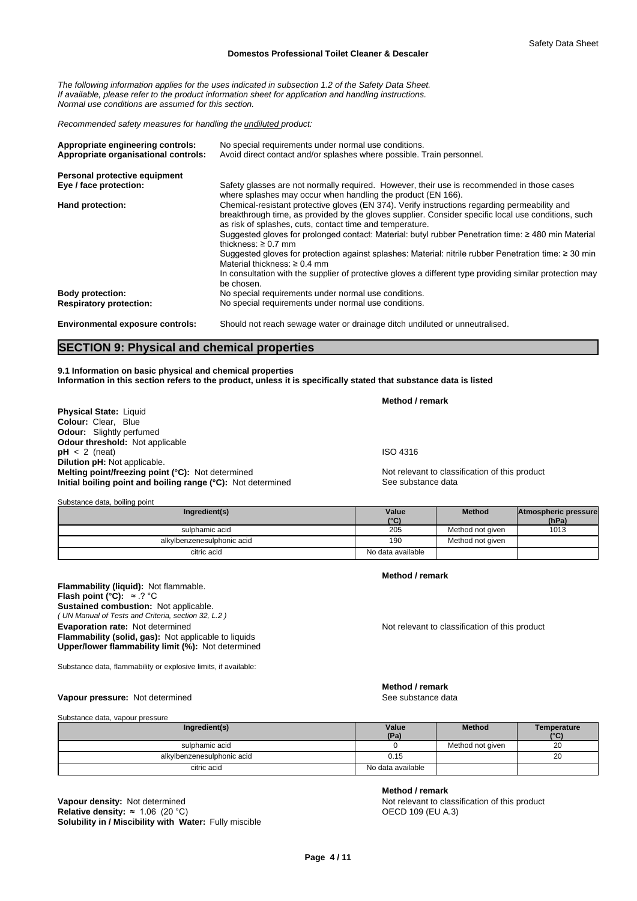*The following information applies for the uses indicated in subsection 1.2 of the Safety Data Sheet.*
*If available, please refer to the product information sheet for application and handling instructions.*
*Normal use conditions are assumed for this section.*

*Recommended safety measures for handling the undiluted product:*

**Appropriate engineering controls:** No special requirements under normal use conditions.
**Appropriate organisational controls:** Avoid direct contact and/or splashes where possible. Train personnel.

**Personal protective equipment**

**Eye / face protection:** Safety glasses are not normally required. However, their use is recommended in those cases where splashes may occur when handling the product (EN 166).

**Hand protection:** Chemical-resistant protective gloves (EN 374). Verify instructions regarding permeability and breakthrough time, as provided by the gloves supplier. Consider specific local use conditions, such as risk of splashes, cuts, contact time and temperature.
Suggested gloves for prolonged contact: Material: butyl rubber Penetration time: ≥ 480 min Material thickness: ≥ 0.7 mm
Suggested gloves for protection against splashes: Material: nitrile rubber Penetration time: ≥ 30 min Material thickness: ≥ 0.4 mm
In consultation with the supplier of protective gloves a different type providing similar protection may be chosen.

**Body protection:** No special requirements under normal use conditions.
**Respiratory protection:** No special requirements under normal use conditions.

**Environmental exposure controls:** Should not reach sewage water or drainage ditch undiluted or unneutralised.

## SECTION 9: Physical and chemical properties

**9.1 Information on basic physical and chemical properties**
**Information in this section refers to the product, unless it is specifically stated that substance data is listed**

| | **Method / remark** |
|---|---|
| **Physical State:** Liquid | |
| **Colour:** Clear, Blue | |
| **Odour:** Slightly perfumed | |
| **Odour threshold:** Not applicable | |
| **pH** < 2 (neat) | ISO 4316 |
| **Dilution pH:** Not applicable. | |
| **Melting point/freezing point (°C):** Not determined | Not relevant to classification of this product |
| **Initial boiling point and boiling range (°C):** Not determined | See substance data |

Substance data, boiling point

| Ingredient(s) | Value (°C) | Method | Atmospheric pressure (hPa) |
|---|---|---|---|
| sulphamic acid | 205 | Method not given | 1013 |
| alkylbenzenesulphonic acid | 190 | Method not given | |
| citric acid | No data available | | |

| | **Method / remark** |
|---|---|
| **Flammability (liquid):** Not flammable. | |
| **Flash point (°C):** ≈ .? °C | |
| **Sustained combustion:** Not applicable. *( UN Manual of Tests and Criteria, section 32, L.2 )* | |
| **Evaporation rate:** Not determined | Not relevant to classification of this product |
| **Flammability (solid, gas):** Not applicable to liquids | |
| **Upper/lower flammability limit (%):** Not determined | |

Substance data, flammability or explosive limits, if available:

| | **Method / remark** |
|---|---|
| **Vapour pressure:** Not determined | See substance data |

Substance data, vapour pressure

| Ingredient(s) | Value (Pa) | Method | Temperature (°C) |
|---|---|---|---|
| sulphamic acid | 0 | Method not given | 20 |
| alkylbenzenesulphonic acid | 0.15 | | 20 |
| citric acid | No data available | | |

| | **Method / remark** |
|---|---|
| **Vapour density:** Not determined | Not relevant to classification of this product |
| **Relative density:** ≈ 1.06 (20 °C) | OECD 109 (EU A.3) |
| **Solubility in / Miscibility with Water:** Fully miscible | |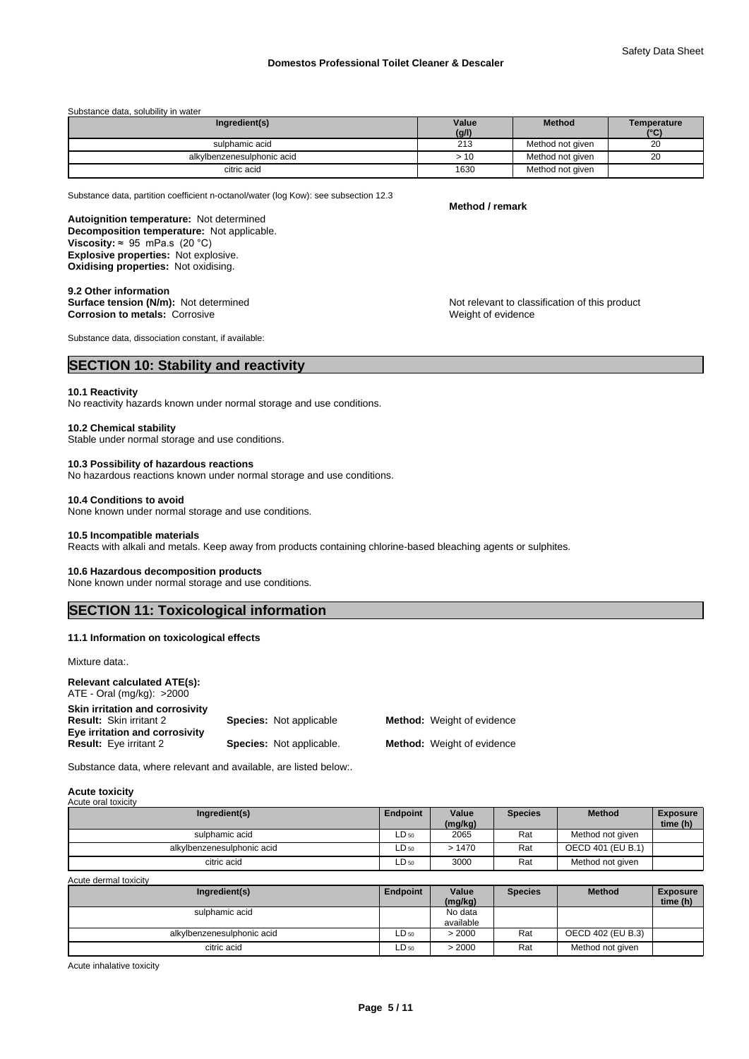Substance data, solubility in water

| Ingredient(s) | Value (g/l) | Method | Temperature (°C) |
|---|---|---|---|
| sulphamic acid | 213 | Method not given | 20 |
| alkylbenzenesulphonic acid | > 10 | Method not given | 20 |
| citric acid | 1630 | Method not given | |

Substance data, partition coefficient n-octanol/water (log Kow): see subsection 12.3

**Method / remark**

**Autoignition temperature:** Not determined
**Decomposition temperature:** Not applicable.
**Viscosity:** ≈ 95 mPa.s (20 °C)
**Explosive properties:** Not explosive.
**Oxidising properties:** Not oxidising.

**9.2 Other information**
**Surface tension (N/m):** Not determined — Not relevant to classification of this product
**Corrosion to metals:** Corrosive — Weight of evidence

Substance data, dissociation constant, if available:

## SECTION 10: Stability and reactivity

**10.1 Reactivity**
No reactivity hazards known under normal storage and use conditions.

**10.2 Chemical stability**
Stable under normal storage and use conditions.

**10.3 Possibility of hazardous reactions**
No hazardous reactions known under normal storage and use conditions.

**10.4 Conditions to avoid**
None known under normal storage and use conditions.

**10.5 Incompatible materials**
Reacts with alkali and metals. Keep away from products containing chlorine-based bleaching agents or sulphites.

**10.6 Hazardous decomposition products**
None known under normal storage and use conditions.

## SECTION 11: Toxicological information

**11.1 Information on toxicological effects**

Mixture data:.

**Relevant calculated ATE(s):**
ATE - Oral (mg/kg): >2000

**Skin irritation and corrosivity**
**Result:** Skin irritant 2 **Species:** Not applicable **Method:** Weight of evidence
**Eye irritation and corrosivity**
**Result:** Eye irritant 2 **Species:** Not applicable. **Method:** Weight of evidence

Substance data, where relevant and available, are listed below:.

**Acute toxicity**
Acute oral toxicity

| Ingredient(s) | Endpoint | Value (mg/kg) | Species | Method | Exposure time (h) |
|---|---|---|---|---|---|
| sulphamic acid | $LD_{50}$ | 2065 | Rat | Method not given | |
| alkylbenzenesulphonic acid | $LD_{50}$ | > 1470 | Rat | OECD 401 (EU B.1) | |
| citric acid | $LD_{50}$ | 3000 | Rat | Method not given | |

Acute dermal toxicity

| Ingredient(s) | Endpoint | Value (mg/kg) | Species | Method | Exposure time (h) |
|---|---|---|---|---|---|
| sulphamic acid | | No data available | | | |
| alkylbenzenesulphonic acid | $LD_{50}$ | > 2000 | Rat | OECD 402 (EU B.3) | |
| citric acid | $LD_{50}$ | > 2000 | Rat | Method not given | |

Acute inhalative toxicity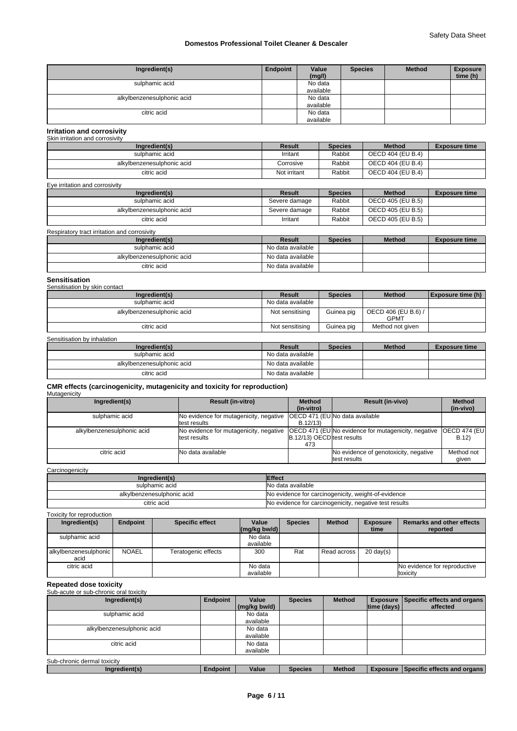| Ingredient(s) | Endpoint | Value (mg/l) | Species | Method | Exposure time (h) |
| --- | --- | --- | --- | --- | --- |
| sulphamic acid | | No data available | | | |
| alkylbenzenesulphonic acid | | No data available | | | |
| citric acid | | No data available | | | |

### Irritation and corrosivity

Skin irritation and corrosivity

| Ingredient(s) | Result | Species | Method | Exposure time |
| --- | --- | --- | --- | --- |
| sulphamic acid | Irritant | Rabbit | OECD 404 (EU B.4) | |
| alkylbenzenesulphonic acid | Corrosive | Rabbit | OECD 404 (EU B.4) | |
| citric acid | Not irritant | Rabbit | OECD 404 (EU B.4) | |

Eye irritation and corrosivity

| Ingredient(s) | Result | Species | Method | Exposure time |
| --- | --- | --- | --- | --- |
| sulphamic acid | Severe damage | Rabbit | OECD 405 (EU B.5) | |
| alkylbenzenesulphonic acid | Severe damage | Rabbit | OECD 405 (EU B.5) | |
| citric acid | Irritant | Rabbit | OECD 405 (EU B.5) | |

Respiratory tract irritation and corrosivity

| Ingredient(s) | Result | Species | Method | Exposure time |
| --- | --- | --- | --- | --- |
| sulphamic acid | No data available | | | |
| alkylbenzenesulphonic acid | No data available | | | |
| citric acid | No data available | | | |

### Sensitisation

Sensitisation by skin contact

| Ingredient(s) | Result | Species | Method | Exposure time (h) |
| --- | --- | --- | --- | --- |
| sulphamic acid | No data available | | | |
| alkylbenzenesulphonic acid | Not sensitising | Guinea pig | OECD 406 (EU B.6) / GPMT | |
| citric acid | Not sensitising | Guinea pig | Method not given | |

Sensitisation by inhalation

| Ingredient(s) | Result | Species | Method | Exposure time |
| --- | --- | --- | --- | --- |
| sulphamic acid | No data available | | | |
| alkylbenzenesulphonic acid | No data available | | | |
| citric acid | No data available | | | |

### CMR effects (carcinogenicity, mutagenicity and toxicity for reproduction)

Mutagenicity

| Ingredient(s) | Result (in-vitro) | Method (in-vitro) | Result (in-vivo) | Method (in-vivo) |
| --- | --- | --- | --- | --- |
| sulphamic acid | No evidence for mutagenicity, negative test results | OECD 471 (EU B.12/13) | No data available | |
| alkylbenzenesulphonic acid | No evidence for mutagenicity, negative test results | OECD 471 (EU B.12/13) OECD 473 | No evidence for mutagenicity, negative test results | OECD 474 (EU B.12) |
| citric acid | No data available | | No evidence of genotoxicity, negative test results | Method not given |

Carcinogenicity

| Ingredient(s) | Effect |
| --- | --- |
| sulphamic acid | No data available |
| alkylbenzenesulphonic acid | No evidence for carcinogenicity, weight-of-evidence |
| citric acid | No evidence for carcinogenicity, negative test results |

Toxicity for reproduction

| Ingredient(s) | Endpoint | Specific effect | Value (mg/kg bw/d) | Species | Method | Exposure time | Remarks and other effects reported |
| --- | --- | --- | --- | --- | --- | --- | --- |
| sulphamic acid | | | No data available | | | | |
| alkylbenzenesulphonic acid | NOAEL | Teratogenic effects | 300 | Rat | Read across | 20 day(s) | |
| citric acid | | | No data available | | | | No evidence for reproductive toxicity |

### Repeated dose toxicity

Sub-acute or sub-chronic oral toxicity

| Ingredient(s) | Endpoint | Value (mg/kg bw/d) | Species | Method | Exposure time (days) | Specific effects and organs affected |
| --- | --- | --- | --- | --- | --- | --- |
| sulphamic acid | | No data available | | | | |
| alkylbenzenesulphonic acid | | No data available | | | | |
| citric acid | | No data available | | | | |

Sub-chronic dermal toxicity

| Ingredient(s) | Endpoint | Value | Species | Method | Exposure | Specific effects and organs |
| --- | --- | --- | --- | --- | --- | --- |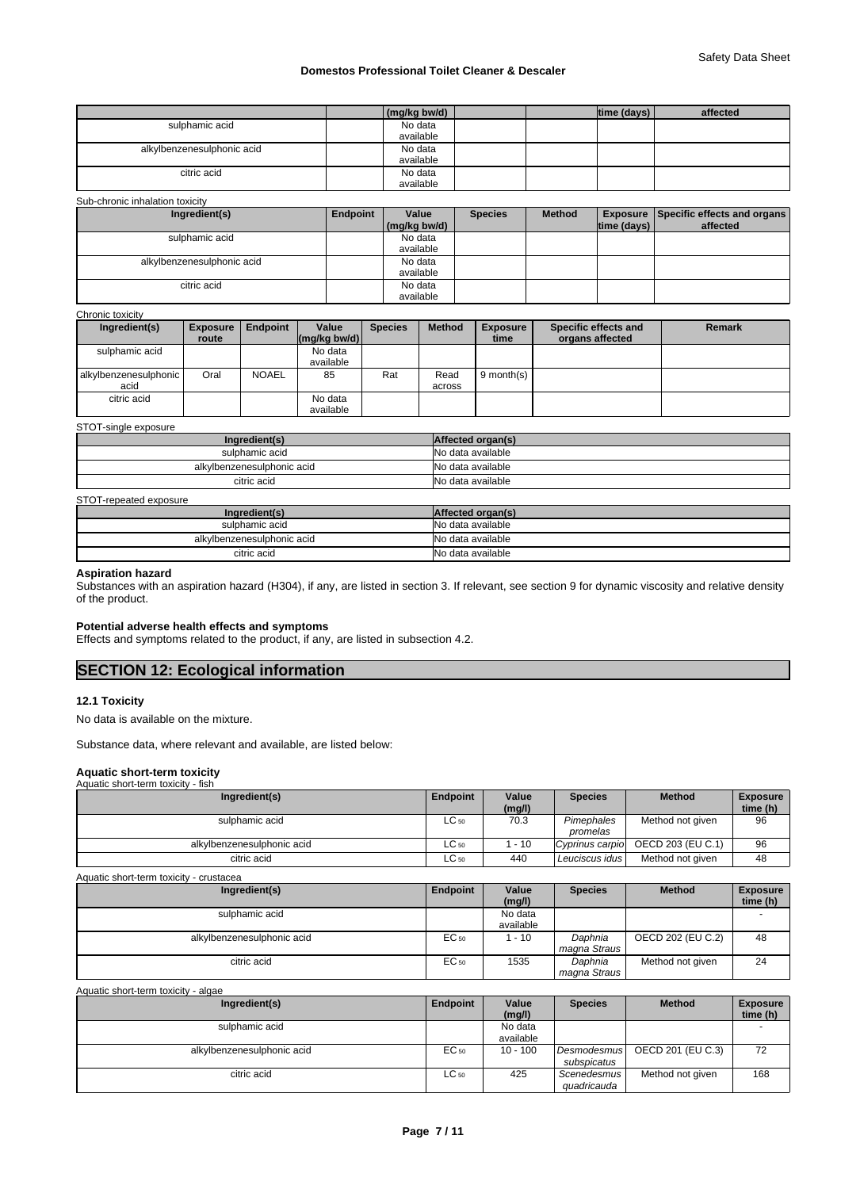| | | (mg/kg bw/d) | | | time (days) | affected |
|---|---|---|---|---|---|---|
| sulphamic acid | | No data available | | | | |
| alkylbenzenesulphonic acid | | No data available | | | | |
| citric acid | | No data available | | | | |

Sub-chronic inhalation toxicity

| Ingredient(s) | Endpoint | Value (mg/kg bw/d) | Species | Method | Exposure time (days) | Specific effects and organs affected |
|---|---|---|---|---|---|---|
| sulphamic acid | | No data available | | | | |
| alkylbenzenesulphonic acid | | No data available | | | | |
| citric acid | | No data available | | | | |

Chronic toxicity

| Ingredient(s) | Exposure route | Endpoint | Value (mg/kg bw/d) | Species | Method | Exposure time | Specific effects and organs affected | Remark |
|---|---|---|---|---|---|---|---|---|
| sulphamic acid | | | No data available | | | | | |
| alkylbenzenesulphonic acid | Oral | NOAEL | 85 | Rat | Read across | 9 month(s) | | |
| citric acid | | | No data available | | | | | |

STOT-single exposure

| Ingredient(s) | Affected organ(s) |
|---|---|
| sulphamic acid | No data available |
| alkylbenzenesulphonic acid | No data available |
| citric acid | No data available |

STOT-repeated exposure

| Ingredient(s) | Affected organ(s) |
|---|---|
| sulphamic acid | No data available |
| alkylbenzenesulphonic acid | No data available |
| citric acid | No data available |

**Aspiration hazard**

Substances with an aspiration hazard (H304), if any, are listed in section 3. If relevant, see section 9 for dynamic viscosity and relative density of the product.

**Potential adverse health effects and symptoms**

Effects and symptoms related to the product, if any, are listed in subsection 4.2.

## SECTION 12: Ecological information

### 12.1 Toxicity

No data is available on the mixture.

Substance data, where relevant and available, are listed below:

**Aquatic short-term toxicity**

Aquatic short-term toxicity - fish

| Ingredient(s) | Endpoint | Value (mg/l) | Species | Method | Exposure time (h) |
|---|---|---|---|---|---|
| sulphamic acid | $LC_{50}$ | 70.3 | *Pimephales promelas* | Method not given | 96 |
| alkylbenzenesulphonic acid | $LC_{50}$ | 1 - 10 | *Cyprinus carpio* | OECD 203 (EU C.1) | 96 |
| citric acid | $LC_{50}$ | 440 | *Leuciscus idus* | Method not given | 48 |

Aquatic short-term toxicity - crustacea

| Ingredient(s) | Endpoint | Value (mg/l) | Species | Method | Exposure time (h) |
|---|---|---|---|---|---|
| sulphamic acid | | No data available | | | - |
| alkylbenzenesulphonic acid | $EC_{50}$ | 1 - 10 | *Daphnia magna Straus* | OECD 202 (EU C.2) | 48 |
| citric acid | $EC_{50}$ | 1535 | *Daphnia magna Straus* | Method not given | 24 |

Aquatic short-term toxicity - algae

| Ingredient(s) | Endpoint | Value (mg/l) | Species | Method | Exposure time (h) |
|---|---|---|---|---|---|
| sulphamic acid | | No data available | | | - |
| alkylbenzenesulphonic acid | $EC_{50}$ | 10 - 100 | *Desmodesmus subspicatus* | OECD 201 (EU C.3) | 72 |
| citric acid | $LC_{50}$ | 425 | *Scenedesmus quadricauda* | Method not given | 168 |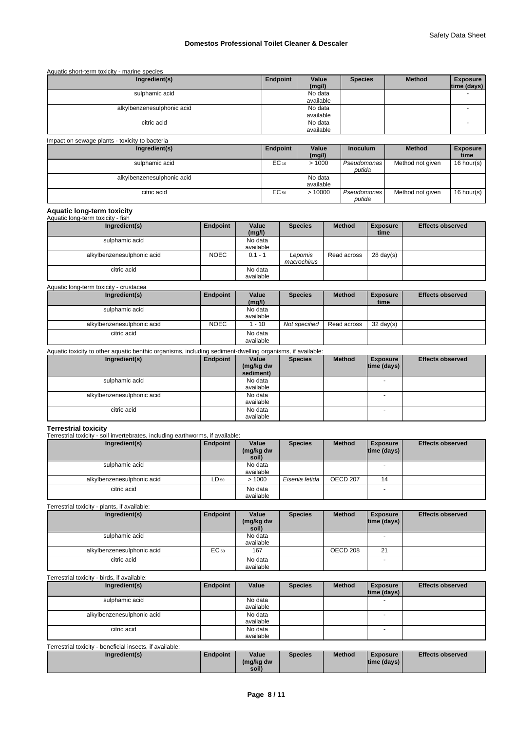Aquatic short-term toxicity - marine species

| Ingredient(s) | Endpoint | Value (mg/l) | Species | Method | Exposure time (days) |
|---|---|---|---|---|---|
| sulphamic acid | | No data available | | | - |
| alkylbenzenesulphonic acid | | No data available | | | - |
| citric acid | | No data available | | | - |

Impact on sewage plants - toxicity to bacteria

| Ingredient(s) | Endpoint | Value (mg/l) | Inoculum | Method | Exposure time |
|---|---|---|---|---|---|
| sulphamic acid | $EC_{10}$ | > 1000 | *Pseudomonas putida* | Method not given | 16 hour(s) |
| alkylbenzenesulphonic acid | | No data available | | | |
| citric acid | $EC_{50}$ | > 10000 | *Pseudomonas putida* | Method not given | 16 hour(s) |

**Aquatic long-term toxicity**

Aquatic long-term toxicity - fish

| Ingredient(s) | Endpoint | Value (mg/l) | Species | Method | Exposure time | Effects observed |
|---|---|---|---|---|---|---|
| sulphamic acid | | No data available | | | | |
| alkylbenzenesulphonic acid | NOEC | 0.1 - 1 | *Lepomis macrochirus* | Read across | 28 day(s) | |
| citric acid | | No data available | | | | |

Aquatic long-term toxicity - crustacea

| Ingredient(s) | Endpoint | Value (mg/l) | Species | Method | Exposure time | Effects observed |
|---|---|---|---|---|---|---|
| sulphamic acid | | No data available | | | | |
| alkylbenzenesulphonic acid | NOEC | 1 - 10 | *Not specified* | Read across | 32 day(s) | |
| citric acid | | No data available | | | | |

Aquatic toxicity to other aquatic benthic organisms, including sediment-dwelling organisms, if available:

| Ingredient(s) | Endpoint | Value (mg/kg dw sediment) | Species | Method | Exposure time (days) | Effects observed |
|---|---|---|---|---|---|---|
| sulphamic acid | | No data available | | | - | |
| alkylbenzenesulphonic acid | | No data available | | | - | |
| citric acid | | No data available | | | - | |

**Terrestrial toxicity**

Terrestrial toxicity - soil invertebrates, including earthworms, if available:

| Ingredient(s) | Endpoint | Value (mg/kg dw soil) | Species | Method | Exposure time (days) | Effects observed |
|---|---|---|---|---|---|---|
| sulphamic acid | | No data available | | | - | |
| alkylbenzenesulphonic acid | $LD_{50}$ | > 1000 | *Eisenia fetida* | OECD 207 | 14 | |
| citric acid | | No data available | | | - | |

Terrestrial toxicity - plants, if available:

| Ingredient(s) | Endpoint | Value (mg/kg dw soil) | Species | Method | Exposure time (days) | Effects observed |
|---|---|---|---|---|---|---|
| sulphamic acid | | No data available | | | - | |
| alkylbenzenesulphonic acid | $EC_{50}$ | 167 | | OECD 208 | 21 | |
| citric acid | | No data available | | | - | |

Terrestrial toxicity - birds, if available:

| Ingredient(s) | Endpoint | Value | Species | Method | Exposure time (days) | Effects observed |
|---|---|---|---|---|---|---|
| sulphamic acid | | No data available | | | - | |
| alkylbenzenesulphonic acid | | No data available | | | - | |
| citric acid | | No data available | | | - | |

Terrestrial toxicity - beneficial insects, if available:

| Ingredient(s) | Endpoint | Value (mg/kg dw soil) | Species | Method | Exposure time (days) | Effects observed |
|---|---|---|---|---|---|---|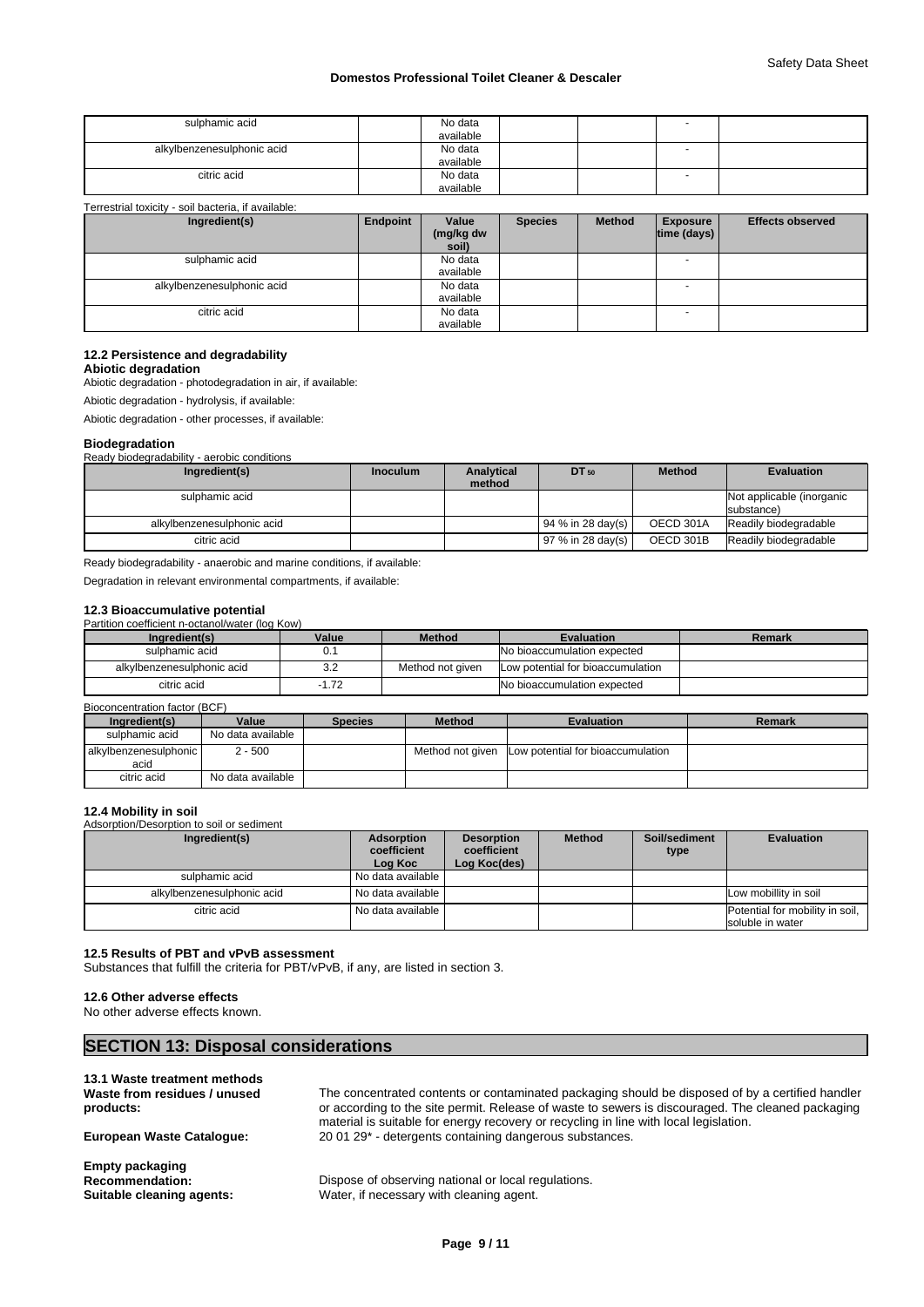| sulphamic acid | | No data available | | | - | |
|---|---|---|---|---|---|---|
| alkylbenzenesulphonic acid | | No data available | | | - | |
| citric acid | | No data available | | | - | |

Terrestrial toxicity - soil bacteria, if available:

| Ingredient(s) | Endpoint | Value (mg/kg dw soil) | Species | Method | Exposure time (days) | Effects observed |
|---|---|---|---|---|---|---|
| sulphamic acid | | No data available | | | - | |
| alkylbenzenesulphonic acid | | No data available | | | - | |
| citric acid | | No data available | | | - | |

### 12.2 Persistence and degradability

**Abiotic degradation**

Abiotic degradation - photodegradation in air, if available:

Abiotic degradation - hydrolysis, if available:

Abiotic degradation - other processes, if available:

**Biodegradation**

Ready biodegradability - aerobic conditions

| Ingredient(s) | Inoculum | Analytical method | $DT_{50}$ | Method | Evaluation |
|---|---|---|---|---|---|
| sulphamic acid | | | | | Not applicable (inorganic substance) |
| alkylbenzenesulphonic acid | | | 94 % in 28 day(s) | OECD 301A | Readily biodegradable |
| citric acid | | | 97 % in 28 day(s) | OECD 301B | Readily biodegradable |

Ready biodegradability - anaerobic and marine conditions, if available:

Degradation in relevant environmental compartments, if available:

### 12.3 Bioaccumulative potential

Partition coefficient n-octanol/water (log Kow)

| Ingredient(s) | Value | Method | Evaluation | Remark |
|---|---|---|---|---|
| sulphamic acid | 0.1 | | No bioaccumulation expected | |
| alkylbenzenesulphonic acid | 3.2 | Method not given | Low potential for bioaccumulation | |
| citric acid | -1.72 | | No bioaccumulation expected | |

Bioconcentration factor (BCF)

| Ingredient(s) | Value | Species | Method | Evaluation | Remark |
|---|---|---|---|---|---|
| sulphamic acid | No data available | | | | |
| alkylbenzenesulphonic acid | 2 - 500 | | Method not given | Low potential for bioaccumulation | |
| citric acid | No data available | | | | |

### 12.4 Mobility in soil

Adsorption/Desorption to soil or sediment

| Ingredient(s) | Adsorption coefficient Log Koc | Desorption coefficient Log Koc(des) | Method | Soil/sediment type | Evaluation |
|---|---|---|---|---|---|
| sulphamic acid | No data available | | | | |
| alkylbenzenesulphonic acid | No data available | | | | Low mobillity in soil |
| citric acid | No data available | | | | Potential for mobility in soil, soluble in water |

### 12.5 Results of PBT and vPvB assessment

Substances that fulfill the criteria for PBT/vPvB, if any, are listed in section 3.

### 12.6 Other adverse effects

No other adverse effects known.

## SECTION 13: Disposal considerations

### 13.1 Waste treatment methods

**Waste from residues / unused products:** The concentrated contents or contaminated packaging should be disposed of by a certified handler or according to the site permit. Release of waste to sewers is discouraged. The cleaned packaging material is suitable for energy recovery or recycling in line with local legislation.

**European Waste Catalogue:** 20 01 29* - detergents containing dangerous substances.

**Empty packaging**

**Recommendation:** Dispose of observing national or local regulations.

**Suitable cleaning agents:** Water, if necessary with cleaning agent.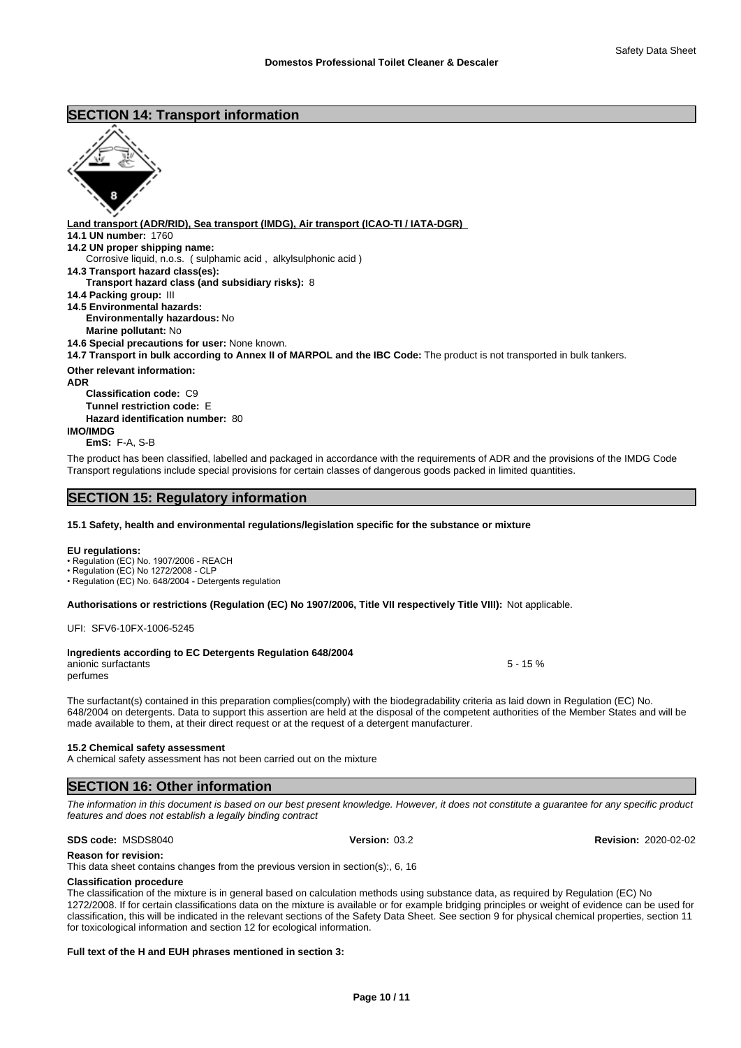## SECTION 14: Transport information

**Land transport (ADR/RID), Sea transport (IMDG), Air transport (ICAO-TI / IATA-DGR)**

**14.1 UN number:** 1760

**14.2 UN proper shipping name:**
Corrosive liquid, n.o.s. ( sulphamic acid , alkylsulphonic acid )

**14.3 Transport hazard class(es):**
**Transport hazard class (and subsidiary risks):** 8

**14.4 Packing group:** III

**14.5 Environmental hazards:**
**Environmentally hazardous:** No
**Marine pollutant:** No

**14.6 Special precautions for user:** None known.

**14.7 Transport in bulk according to Annex II of MARPOL and the IBC Code:** The product is not transported in bulk tankers.

**Other relevant information:**

**ADR**
**Classification code:** C9
**Tunnel restriction code:** E
**Hazard identification number:** 80

**IMO/IMDG**
**EmS:** F-A, S-B

The product has been classified, labelled and packaged in accordance with the requirements of ADR and the provisions of the IMDG Code
Transport regulations include special provisions for certain classes of dangerous goods packed in limited quantities.

## SECTION 15: Regulatory information

**15.1 Safety, health and environmental regulations/legislation specific for the substance or mixture**

**EU regulations:**
- Regulation (EC) No. 1907/2006 - REACH
- Regulation (EC) No 1272/2008 - CLP
- Regulation (EC) No. 648/2004 - Detergents regulation

**Authorisations or restrictions (Regulation (EC) No 1907/2006, Title VII respectively Title VIII):** Not applicable.

UFI: SFV6-10FX-1006-5245

**Ingredients according to EC Detergents Regulation 648/2004**

| | |
|---|---|
| anionic surfactants | 5 - 15 % |
| perfumes | |

The surfactant(s) contained in this preparation complies(comply) with the biodegradability criteria as laid down in Regulation (EC) No. 648/2004 on detergents. Data to support this assertion are held at the disposal of the competent authorities of the Member States and will be made available to them, at their direct request or at the request of a detergent manufacturer.

**15.2 Chemical safety assessment**
A chemical safety assessment has not been carried out on the mixture

## SECTION 16: Other information

*The information in this document is based on our best present knowledge. However, it does not constitute a guarantee for any specific product features and does not establish a legally binding contract*

**SDS code:** MSDS8040 **Version:** 03.2 **Revision:** 2020-02-02

**Reason for revision:**
This data sheet contains changes from the previous version in section(s):, 6, 16

**Classification procedure**
The classification of the mixture is in general based on calculation methods using substance data, as required by Regulation (EC) No 1272/2008. If for certain classifications data on the mixture is available or for example bridging principles or weight of evidence can be used for classification, this will be indicated in the relevant sections of the Safety Data Sheet. See section 9 for physical chemical properties, section 11 for toxicological information and section 12 for ecological information.

**Full text of the H and EUH phrases mentioned in section 3:**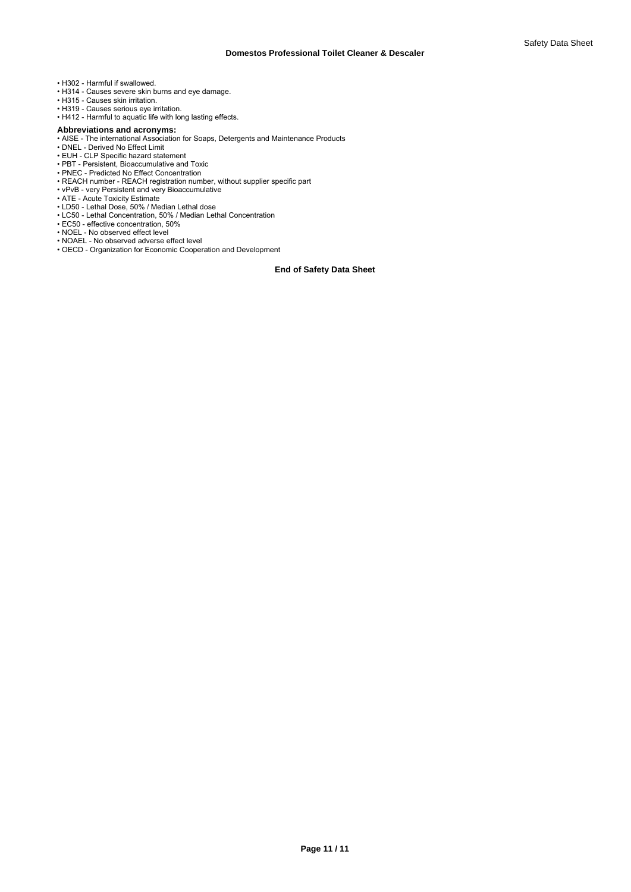- H302 - Harmful if swallowed.
- H314 - Causes severe skin burns and eye damage.
- H315 - Causes skin irritation.
- H319 - Causes serious eye irritation.
- H412 - Harmful to aquatic life with long lasting effects.

**Abbreviations and acronyms:**

- AISE - The international Association for Soaps, Detergents and Maintenance Products
- DNEL - Derived No Effect Limit
- EUH - CLP Specific hazard statement
- PBT - Persistent, Bioaccumulative and Toxic
- PNEC - Predicted No Effect Concentration
- REACH number - REACH registration number, without supplier specific part
- vPvB - very Persistent and very Bioaccumulative
- ATE - Acute Toxicity Estimate
- LD50 - Lethal Dose, 50% / Median Lethal dose
- LC50 - Lethal Concentration, 50% / Median Lethal Concentration
- EC50 - effective concentration, 50%
- NOEL - No observed effect level
- NOAEL - No observed adverse effect level
- OECD - Organization for Economic Cooperation and Development

**End of Safety Data Sheet**